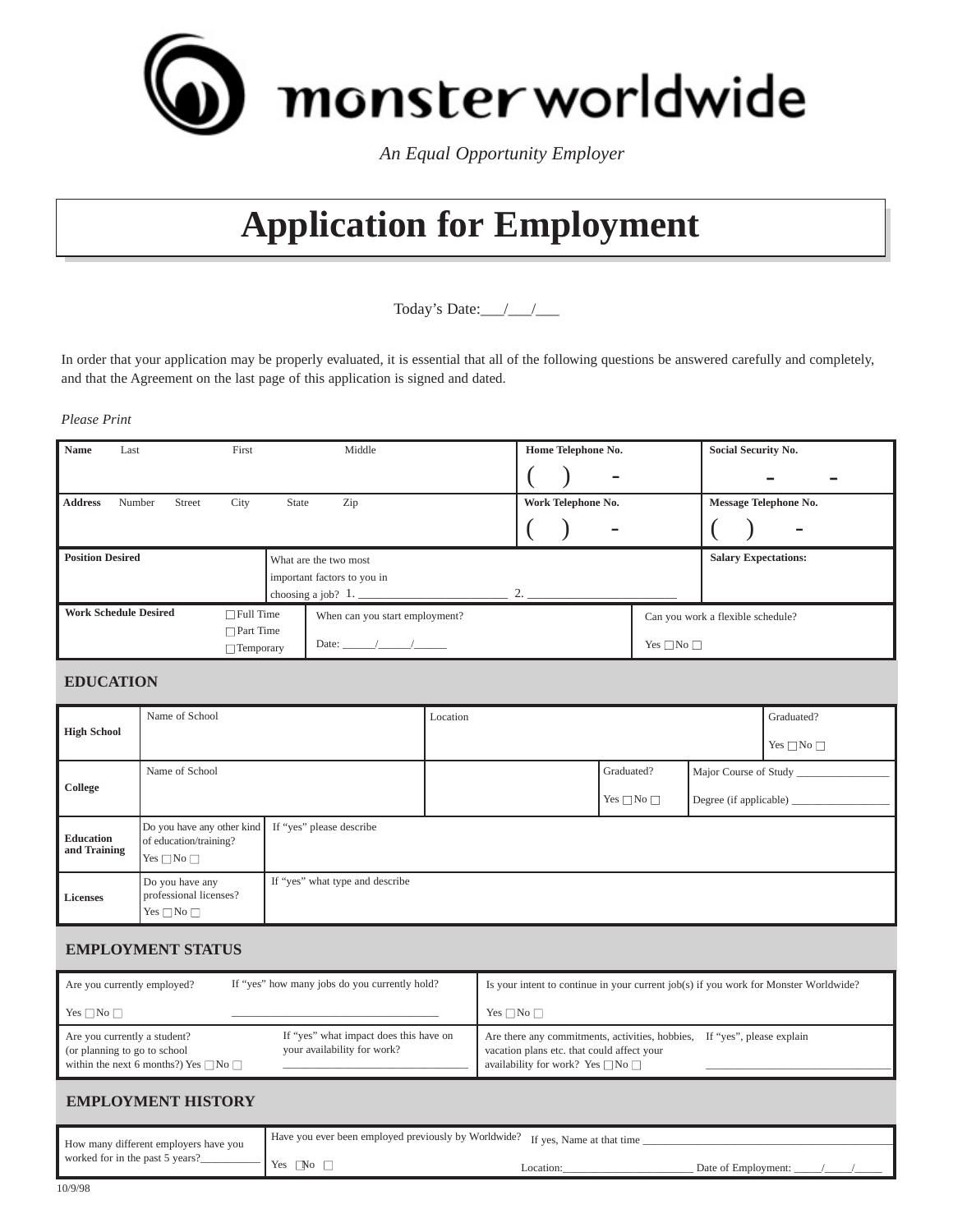# monster worldwide

*An Equal Opportunity Employer*

# Application for Employment

Today's Date:___/___/___

In order that your application may be properly evaluated, it is essential that all of the following questions be answered carefully and completely, and that the Agreement on the last page of this application is signed and dated.

*Please Print*

| **Name** Last First Middle | **Home Telephone No.** ( ) - | **Social Security No.** - - |
|---|---|---|
| **Address** Number Street City State Zip | **Work Telephone No.** ( ) - | **Message Telephone No.** ( ) - |

| **Position Desired** | What are the two most important factors to you in choosing a job? 1. ____________ 2. ____________ | **Salary Expectations:** |
|---|---|---|

| **Work Schedule Desired** ☐ Full Time ☐ Part Time ☐ Temporary | When can you start employment? Date: ______/______/______ | Can you work a flexible schedule? Yes ☐ No ☐ |
|---|---|---|

## EDUCATION

| **High School** | Name of School | Location | Graduated? Yes ☐ No ☐ |
|---|---|---|---|
| **College** | Name of School | | Graduated? Yes ☐ No ☐ / Major Course of Study ________ / Degree (if applicable) ________ |
| **Education and Training** | Do you have any other kind of education/training? Yes ☐ No ☐ | If "yes" please describe | |
| **Licenses** | Do you have any professional licenses? Yes ☐ No ☐ | If "yes" what type and describe | |

## EMPLOYMENT STATUS

| Are you currently employed? Yes ☐ No ☐ | If "yes" how many jobs do you currently hold? ________________ | Is your intent to continue in your current job(s) if you work for Monster Worldwide? Yes ☐ No ☐ | |
|---|---|---|---|
| Are you currently a student? (or planning to go to school within the next 6 months?) Yes ☐ No ☐ | If "yes" what impact does this have on your availability for work? ________________ | Are there any commitments, activities, hobbies, vacation plans etc. that could affect your availability for work? Yes ☐ No ☐ | If "yes", please explain ________________ |

## EMPLOYMENT HISTORY

| How many different employers have you worked for in the past 5 years?__________ | Have you ever been employed previously by Worldwide? Yes ☐ No ☐ | If yes, Name at that time ________________ Location:________________ Date of Employment: _____/_____/_____ |
|---|---|---|

10/9/98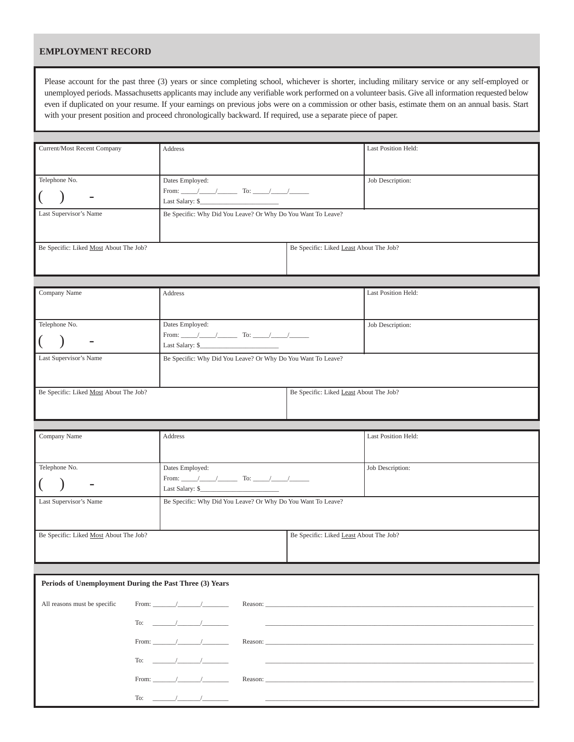## EMPLOYMENT RECORD

Please account for the past three (3) years or since completing school, whichever is shorter, including military service or any self-employed or unemployed periods. Massachusetts applicants may include any verifiable work performed on a volunteer basis. Give all information requested below even if duplicated on your resume. If your earnings on previous jobs were on a commission or other basis, estimate them on an annual basis. Start with your present position and proceed chronologically backward. If required, use a separate piece of paper.

| Current/Most Recent Company | Address | Last Position Held: |
|---|---|---|
| Telephone No. ( ) - | Dates Employed: From: \_\_\_\_/\_\_\_\_/\_\_\_\_ To: \_\_\_\_/\_\_\_\_/\_\_\_\_ Last Salary: $\_\_\_\_\_\_\_\_\_\_ | Job Description: |
| Last Supervisor's Name | Be Specific: Why Did You Leave? Or Why Do You Want To Leave? | |
| Be Specific: Liked Most About The Job? | Be Specific: Liked Least About The Job? | |

| Company Name | Address | Last Position Held: |
|---|---|---|
| Telephone No. ( ) - | Dates Employed: From: \_\_\_\_/\_\_\_\_/\_\_\_\_ To: \_\_\_\_/\_\_\_\_/\_\_\_\_ Last Salary: $\_\_\_\_\_\_\_\_\_\_ | Job Description: |
| Last Supervisor's Name | Be Specific: Why Did You Leave? Or Why Do You Want To Leave? | |
| Be Specific: Liked Most About The Job? | Be Specific: Liked Least About The Job? | |

| Company Name | Address | Last Position Held: |
|---|---|---|
| Telephone No. ( ) - | Dates Employed: From: \_\_\_\_/\_\_\_\_/\_\_\_\_ To: \_\_\_\_/\_\_\_\_/\_\_\_\_ Last Salary: $\_\_\_\_\_\_\_\_\_\_ | Job Description: |
| Last Supervisor's Name | Be Specific: Why Did You Leave? Or Why Do You Want To Leave? | |
| Be Specific: Liked Most About The Job? | Be Specific: Liked Least About The Job? | |

**Periods of Unemployment During the Past Three (3) Years**

| All reasons must be specific | From: \_\_\_\_/\_\_\_\_/\_\_\_\_ | Reason: \_\_\_\_\_\_\_\_\_\_\_\_\_\_\_\_\_\_\_\_ |
|---|---|---|
| | To: \_\_\_\_/\_\_\_\_/\_\_\_\_ | \_\_\_\_\_\_\_\_\_\_\_\_\_\_\_\_\_\_\_\_ |
| | From: \_\_\_\_/\_\_\_\_/\_\_\_\_ | Reason: \_\_\_\_\_\_\_\_\_\_\_\_\_\_\_\_\_\_\_\_ |
| | To: \_\_\_\_/\_\_\_\_/\_\_\_\_ | \_\_\_\_\_\_\_\_\_\_\_\_\_\_\_\_\_\_\_\_ |
| | From: \_\_\_\_/\_\_\_\_/\_\_\_\_ | Reason: \_\_\_\_\_\_\_\_\_\_\_\_\_\_\_\_\_\_\_\_ |
| | To: \_\_\_\_/\_\_\_\_/\_\_\_\_ | \_\_\_\_\_\_\_\_\_\_\_\_\_\_\_\_\_\_\_\_ |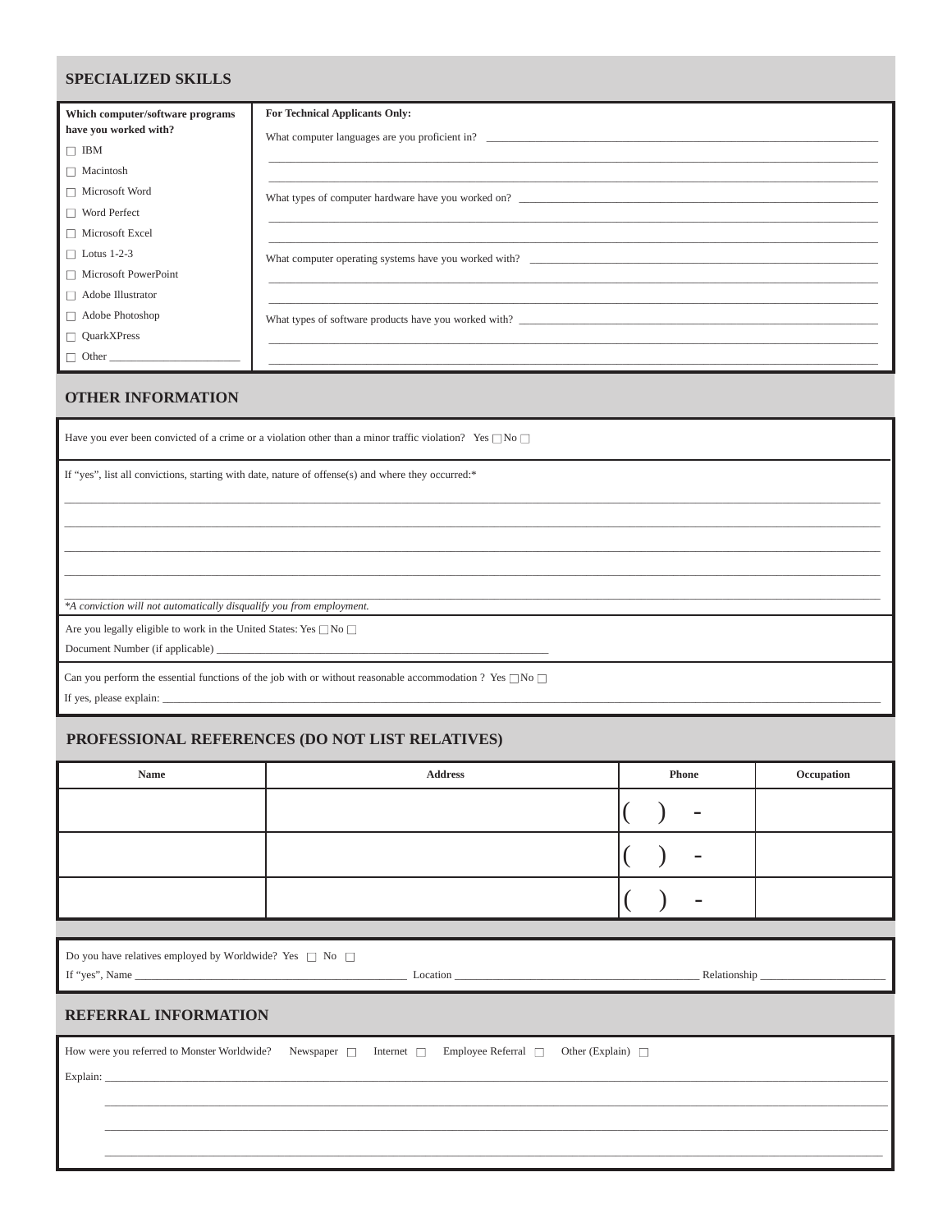## SPECIALIZED SKILLS

**Which computer/software programs have you worked with?**

- ☐ IBM
- ☐ Macintosh
- ☐ Microsoft Word
- ☐ Word Perfect
- ☐ Microsoft Excel
- ☐ Lotus 1-2-3
- ☐ Microsoft PowerPoint
- ☐ Adobe Illustrator
- ☐ Adobe Photoshop
- ☐ QuarkXPress
- ☐ Other ______________________

**For Technical Applicants Only:**

What computer languages are you proficient in? ________________________________________________

________________________________________________

________________________________________________

What types of computer hardware have you worked on? ________________________________________________

________________________________________________

________________________________________________

What computer operating systems have you worked with? ________________________________________________

________________________________________________

________________________________________________

What types of software products have you worked with? ________________________________________________

________________________________________________

________________________________________________

## OTHER INFORMATION

Have you ever been convicted of a crime or a violation other than a minor traffic violation? Yes ☐ No ☐

If "yes", list all convictions, starting with date, nature of offense(s) and where they occurred:*

________________________________________________

________________________________________________

________________________________________________

________________________________________________

________________________________________________

*\*A conviction will not automatically disqualify you from employment.*

Are you legally eligible to work in the United States: Yes ☐ No ☐

Document Number (if applicable) ________________________________________________

Can you perform the essential functions of the job with or without reasonable accommodation ? Yes ☐ No ☐

If yes, please explain: ________________________________________________

## PROFESSIONAL REFERENCES (DO NOT LIST RELATIVES)

| Name | Address | Phone | Occupation |
|---|---|---|---|
| | | (   )   - | |
| | | (   )   - | |
| | | (   )   - | |

Do you have relatives employed by Worldwide? Yes ☐ No ☐

If "yes", Name ______________________ Location ______________________ Relationship ______________________

## REFERRAL INFORMATION

How were you referred to Monster Worldwide? Newspaper ☐ Internet ☐ Employee Referral ☐ Other (Explain) ☐

Explain: ________________________________________________

________________________________________________

________________________________________________

________________________________________________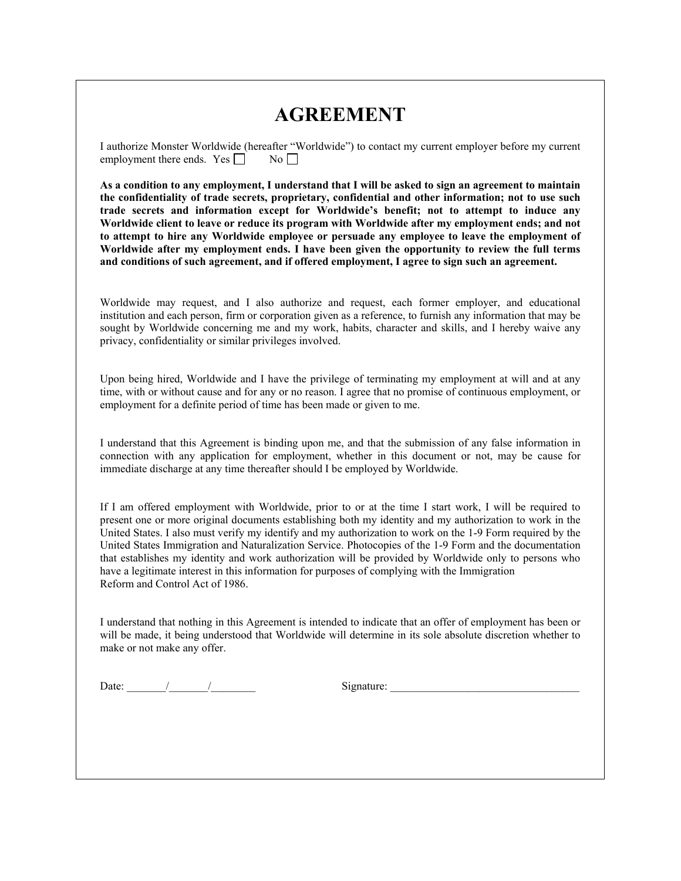# AGREEMENT

I authorize Monster Worldwide (hereafter "Worldwide") to contact my current employer before my current employment there ends. Yes ☐ No ☐

**As a condition to any employment, I understand that I will be asked to sign an agreement to maintain the confidentiality of trade secrets, proprietary, confidential and other information; not to use such trade secrets and information except for Worldwide's benefit; not to attempt to induce any Worldwide client to leave or reduce its program with Worldwide after my employment ends; and not to attempt to hire any Worldwide employee or persuade any employee to leave the employment of Worldwide after my employment ends. I have been given the opportunity to review the full terms and conditions of such agreement, and if offered employment, I agree to sign such an agreement.**

Worldwide may request, and I also authorize and request, each former employer, and educational institution and each person, firm or corporation given as a reference, to furnish any information that may be sought by Worldwide concerning me and my work, habits, character and skills, and I hereby waive any privacy, confidentiality or similar privileges involved.

Upon being hired, Worldwide and I have the privilege of terminating my employment at will and at any time, with or without cause and for any or no reason. I agree that no promise of continuous employment, or employment for a definite period of time has been made or given to me.

I understand that this Agreement is binding upon me, and that the submission of any false information in connection with any application for employment, whether in this document or not, may be cause for immediate discharge at any time thereafter should I be employed by Worldwide.

If I am offered employment with Worldwide, prior to or at the time I start work, I will be required to present one or more original documents establishing both my identity and my authorization to work in the United States. I also must verify my identify and my authorization to work on the 1-9 Form required by the United States Immigration and Naturalization Service. Photocopies of the 1-9 Form and the documentation that establishes my identity and work authorization will be provided by Worldwide only to persons who have a legitimate interest in this information for purposes of complying with the Immigration Reform and Control Act of 1986.

I understand that nothing in this Agreement is intended to indicate that an offer of employment has been or will be made, it being understood that Worldwide will determine in its sole absolute discretion whether to make or not make any offer.

Date: _______/_______/________ Signature: __________________________________